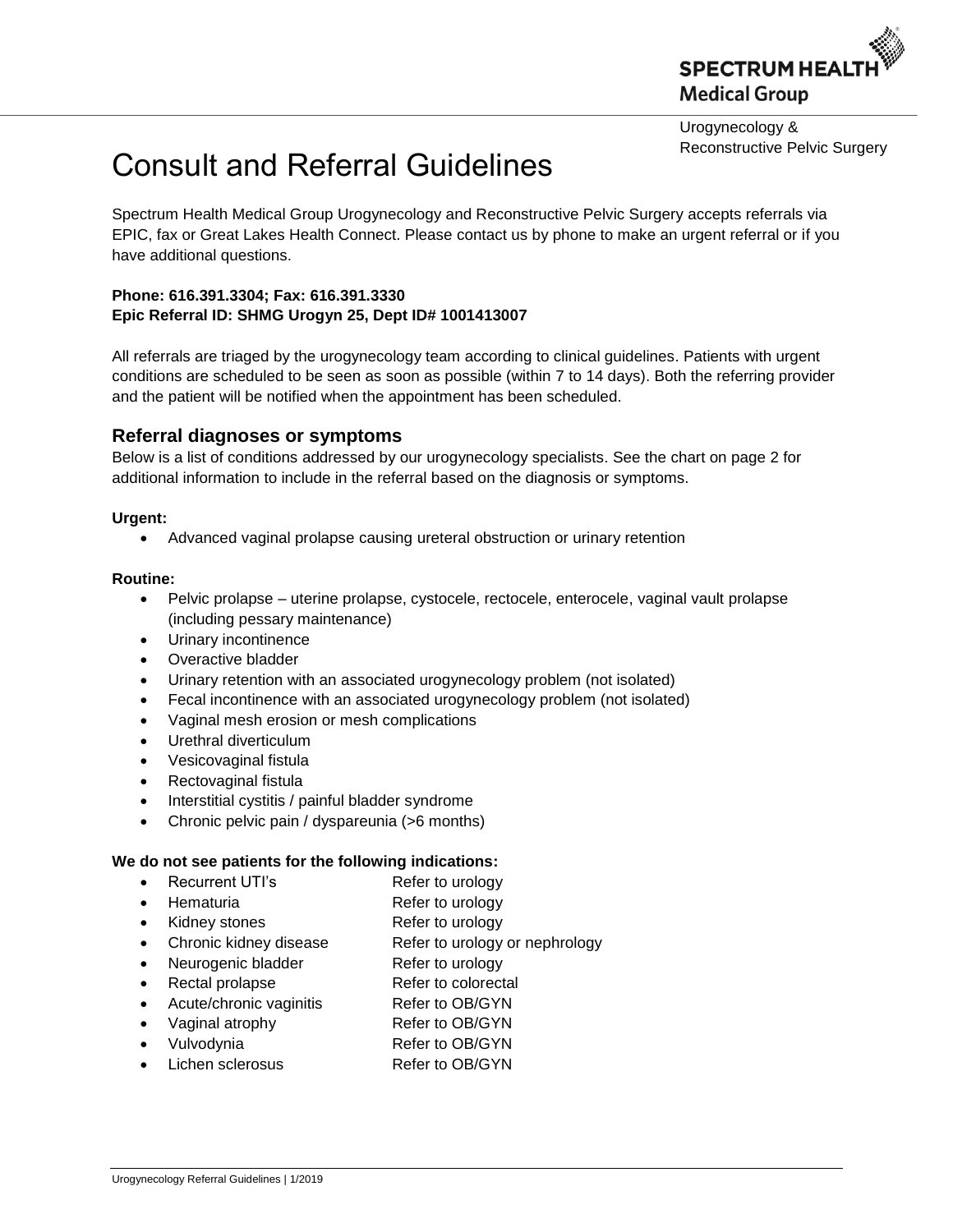Urogynecology & Reconstructive Pelvic Surgery

# Consult and Referral Guidelines

Spectrum Health Medical Group Urogynecology and Reconstructive Pelvic Surgery accepts referrals via EPIC, fax or Great Lakes Health Connect. Please contact us by phone to make an urgent referral or if you have additional questions.

**Phone: 616.391.3304; Fax: 616.391.3330**
**Epic Referral ID: SHMG Urogyn 25, Dept ID# 1001413007**

All referrals are triaged by the urogynecology team according to clinical guidelines. Patients with urgent conditions are scheduled to be seen as soon as possible (within 7 to 14 days). Both the referring provider and the patient will be notified when the appointment has been scheduled.

## Referral diagnoses or symptoms

Below is a list of conditions addressed by our urogynecology specialists. See the chart on page 2 for additional information to include in the referral based on the diagnosis or symptoms.

**Urgent:**

- Advanced vaginal prolapse causing ureteral obstruction or urinary retention

**Routine:**

- Pelvic prolapse – uterine prolapse, cystocele, rectocele, enterocele, vaginal vault prolapse (including pessary maintenance)
- Urinary incontinence
- Overactive bladder
- Urinary retention with an associated urogynecology problem (not isolated)
- Fecal incontinence with an associated urogynecology problem (not isolated)
- Vaginal mesh erosion or mesh complications
- Urethral diverticulum
- Vesicovaginal fistula
- Rectovaginal fistula
- Interstitial cystitis / painful bladder syndrome
- Chronic pelvic pain / dyspareunia (>6 months)

**We do not see patients for the following indications:**

- Recurrent UTI's — Refer to urology
- Hematuria — Refer to urology
- Kidney stones — Refer to urology
- Chronic kidney disease — Refer to urology or nephrology
- Neurogenic bladder — Refer to urology
- Rectal prolapse — Refer to colorectal
- Acute/chronic vaginitis — Refer to OB/GYN
- Vaginal atrophy — Refer to OB/GYN
- Vulvodynia — Refer to OB/GYN
- Lichen sclerosus — Refer to OB/GYN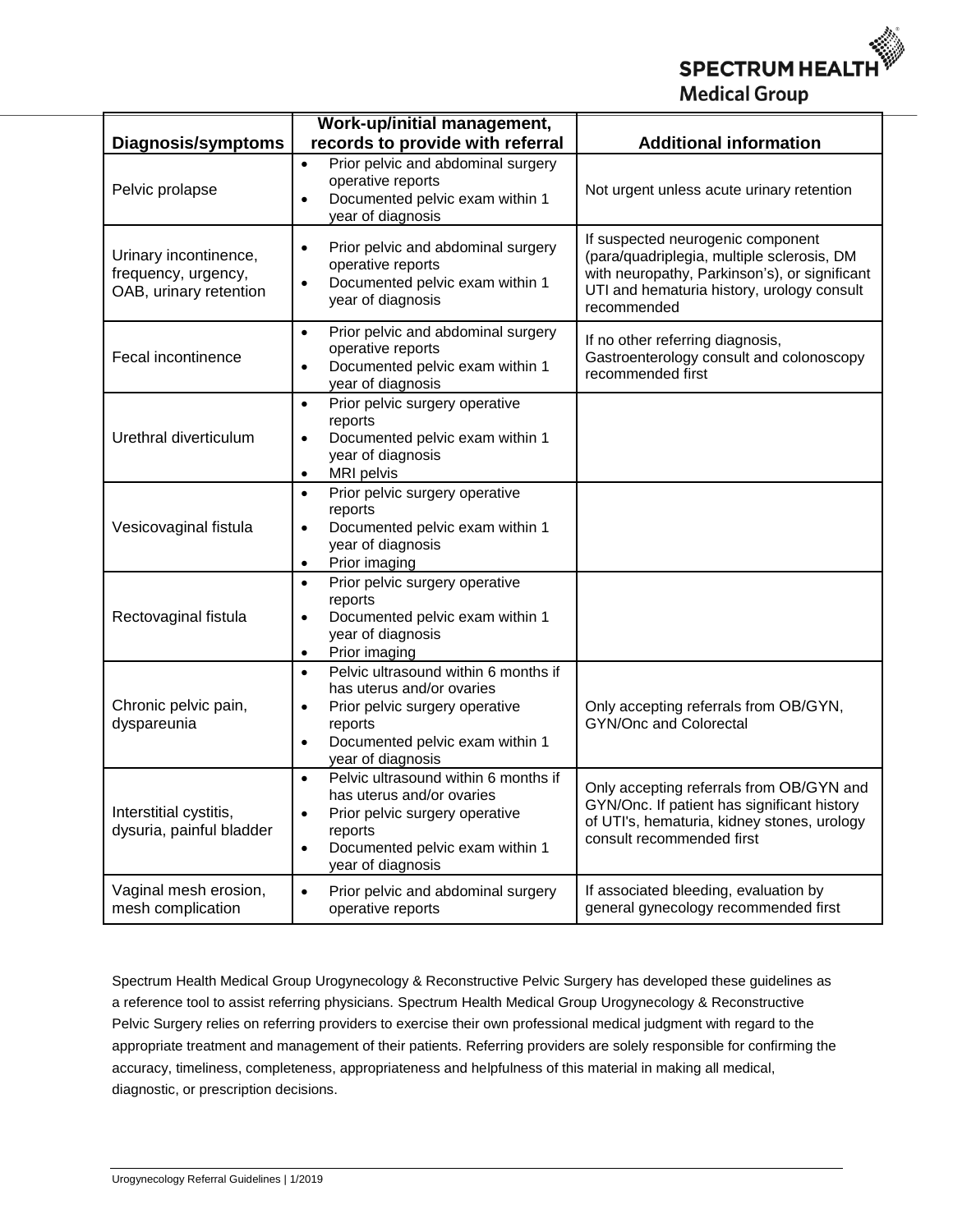| Diagnosis/symptoms | Work-up/initial management, records to provide with referral | Additional information |
|---|---|---|
| Pelvic prolapse | • Prior pelvic and abdominal surgery operative reports<br>• Documented pelvic exam within 1 year of diagnosis | Not urgent unless acute urinary retention |
| Urinary incontinence, frequency, urgency, OAB, urinary retention | • Prior pelvic and abdominal surgery operative reports<br>• Documented pelvic exam within 1 year of diagnosis | If suspected neurogenic component (para/quadriplegia, multiple sclerosis, DM with neuropathy, Parkinson's), or significant UTI and hematuria history, urology consult recommended |
| Fecal incontinence | • Prior pelvic and abdominal surgery operative reports<br>• Documented pelvic exam within 1 year of diagnosis | If no other referring diagnosis, Gastroenterology consult and colonoscopy recommended first |
| Urethral diverticulum | • Prior pelvic surgery operative reports<br>• Documented pelvic exam within 1 year of diagnosis<br>• MRI pelvis | |
| Vesicovaginal fistula | • Prior pelvic surgery operative reports<br>• Documented pelvic exam within 1 year of diagnosis<br>• Prior imaging | |
| Rectovaginal fistula | • Prior pelvic surgery operative reports<br>• Documented pelvic exam within 1 year of diagnosis<br>• Prior imaging | |
| Chronic pelvic pain, dyspareunia | • Pelvic ultrasound within 6 months if has uterus and/or ovaries<br>• Prior pelvic surgery operative reports<br>• Documented pelvic exam within 1 year of diagnosis | Only accepting referrals from OB/GYN, GYN/Onc and Colorectal |
| Interstitial cystitis, dysuria, painful bladder | • Pelvic ultrasound within 6 months if has uterus and/or ovaries<br>• Prior pelvic surgery operative reports<br>• Documented pelvic exam within 1 year of diagnosis | Only accepting referrals from OB/GYN and GYN/Onc. If patient has significant history of UTI's, hematuria, kidney stones, urology consult recommended first |
| Vaginal mesh erosion, mesh complication | • Prior pelvic and abdominal surgery operative reports | If associated bleeding, evaluation by general gynecology recommended first |

Spectrum Health Medical Group Urogynecology & Reconstructive Pelvic Surgery has developed these guidelines as a reference tool to assist referring physicians. Spectrum Health Medical Group Urogynecology & Reconstructive Pelvic Surgery relies on referring providers to exercise their own professional medical judgment with regard to the appropriate treatment and management of their patients. Referring providers are solely responsible for confirming the accuracy, timeliness, completeness, appropriateness and helpfulness of this material in making all medical, diagnostic, or prescription decisions.